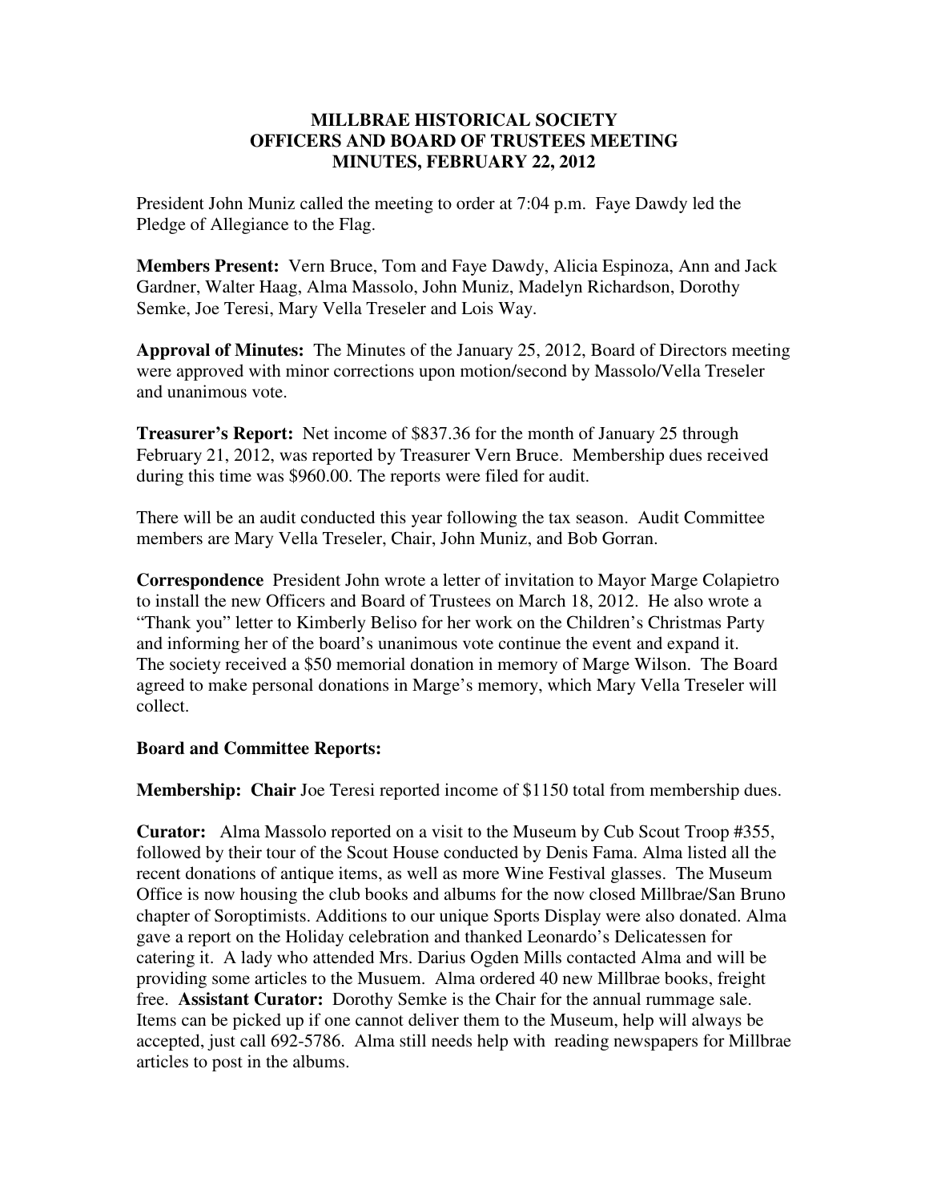# MILLBRAE HISTORICAL SOCIETY
## OFFICERS AND BOARD OF TRUSTEES MEETING
## MINUTES, FEBRUARY 22, 2012

President John Muniz called the meeting to order at 7:04 p.m. Faye Dawdy led the Pledge of Allegiance to the Flag.

**Members Present:** Vern Bruce, Tom and Faye Dawdy, Alicia Espinoza, Ann and Jack Gardner, Walter Haag, Alma Massolo, John Muniz, Madelyn Richardson, Dorothy Semke, Joe Teresi, Mary Vella Treseler and Lois Way.

**Approval of Minutes:** The Minutes of the January 25, 2012, Board of Directors meeting were approved with minor corrections upon motion/second by Massolo/Vella Treseler and unanimous vote.

**Treasurer's Report:** Net income of $837.36 for the month of January 25 through February 21, 2012, was reported by Treasurer Vern Bruce. Membership dues received during this time was $960.00. The reports were filed for audit.

There will be an audit conducted this year following the tax season. Audit Committee members are Mary Vella Treseler, Chair, John Muniz, and Bob Gorran.

**Correspondence** President John wrote a letter of invitation to Mayor Marge Colapietro to install the new Officers and Board of Trustees on March 18, 2012. He also wrote a "Thank you" letter to Kimberly Beliso for her work on the Children's Christmas Party and informing her of the board's unanimous vote continue the event and expand it. The society received a $50 memorial donation in memory of Marge Wilson. The Board agreed to make personal donations in Marge's memory, which Mary Vella Treseler will collect.

**Board and Committee Reports:**

**Membership: Chair** Joe Teresi reported income of $1150 total from membership dues.

**Curator:** Alma Massolo reported on a visit to the Museum by Cub Scout Troop #355, followed by their tour of the Scout House conducted by Denis Fama. Alma listed all the recent donations of antique items, as well as more Wine Festival glasses. The Museum Office is now housing the club books and albums for the now closed Millbrae/San Bruno chapter of Soroptimists. Additions to our unique Sports Display were also donated. Alma gave a report on the Holiday celebration and thanked Leonardo's Delicatessen for catering it. A lady who attended Mrs. Darius Ogden Mills contacted Alma and will be providing some articles to the Musuem. Alma ordered 40 new Millbrae books, freight free. **Assistant Curator:** Dorothy Semke is the Chair for the annual rummage sale. Items can be picked up if one cannot deliver them to the Museum, help will always be accepted, just call 692-5786. Alma still needs help with reading newspapers for Millbrae articles to post in the albums.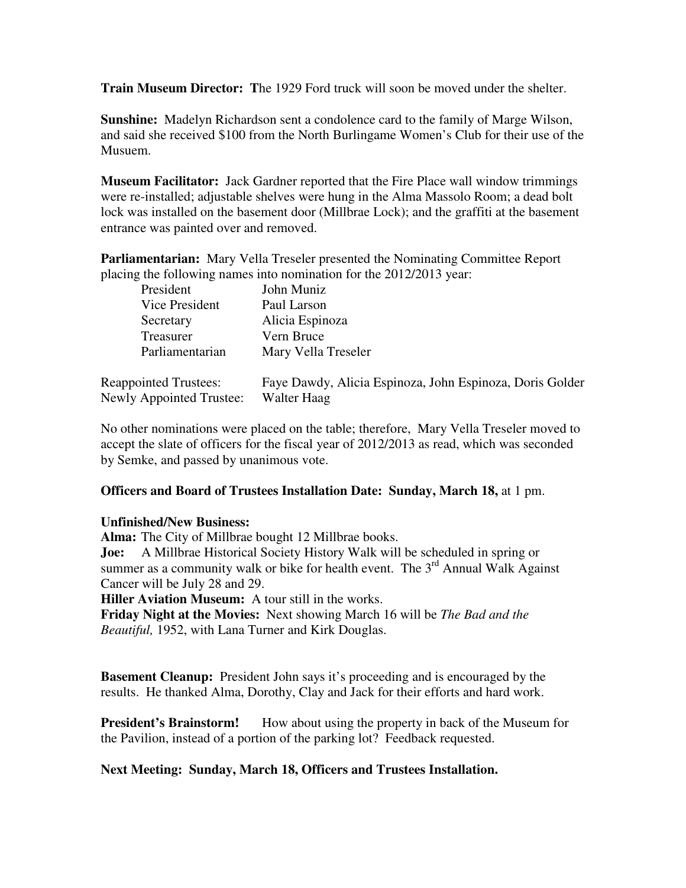**Train Museum Director:** **T**he 1929 Ford truck will soon be moved under the shelter.

**Sunshine:** Madelyn Richardson sent a condolence card to the family of Marge Wilson, and said she received $100 from the North Burlingame Women's Club for their use of the Musuem.

**Museum Facilitator:** Jack Gardner reported that the Fire Place wall window trimmings were re-installed; adjustable shelves were hung in the Alma Massolo Room; a dead bolt lock was installed on the basement door (Millbrae Lock); and the graffiti at the basement entrance was painted over and removed.

**Parliamentarian:** Mary Vella Treseler presented the Nominating Committee Report placing the following names into nomination for the 2012/2013 year:

| | |
|---|---|
| President | John Muniz |
| Vice President | Paul Larson |
| Secretary | Alicia Espinoza |
| Treasurer | Vern Bruce |
| Parliamentarian | Mary Vella Treseler |

| | |
|---|---|
| Reappointed Trustees: | Faye Dawdy, Alicia Espinoza, John Espinoza, Doris Golder |
| Newly Appointed Trustee: | Walter Haag |

No other nominations were placed on the table; therefore, Mary Vella Treseler moved to accept the slate of officers for the fiscal year of 2012/2013 as read, which was seconded by Semke, and passed by unanimous vote.

**Officers and Board of Trustees Installation Date: Sunday, March 18,** at 1 pm.

**Unfinished/New Business:**
**Alma:** The City of Millbrae bought 12 Millbrae books.
**Joe:** A Millbrae Historical Society History Walk will be scheduled in spring or summer as a community walk or bike for health event. The 3rd Annual Walk Against Cancer will be July 28 and 29.
**Hiller Aviation Museum:** A tour still in the works.
**Friday Night at the Movies:** Next showing March 16 will be *The Bad and the Beautiful,* 1952, with Lana Turner and Kirk Douglas.

**Basement Cleanup:** President John says it's proceeding and is encouraged by the results. He thanked Alma, Dorothy, Clay and Jack for their efforts and hard work.

**President's Brainstorm!** How about using the property in back of the Museum for the Pavilion, instead of a portion of the parking lot? Feedback requested.

**Next Meeting: Sunday, March 18, Officers and Trustees Installation.**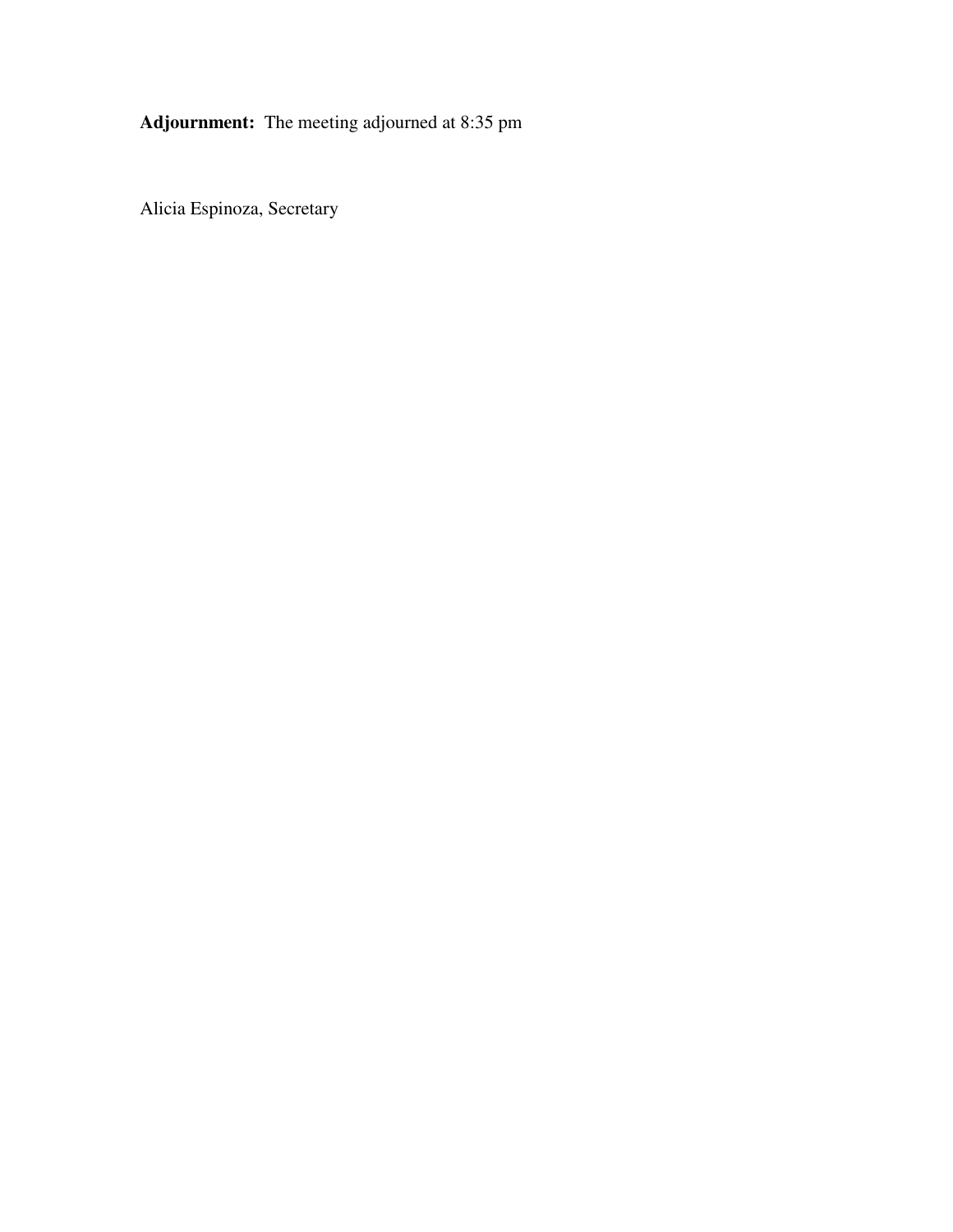**Adjournment:** The meeting adjourned at 8:35 pm

Alicia Espinoza, Secretary